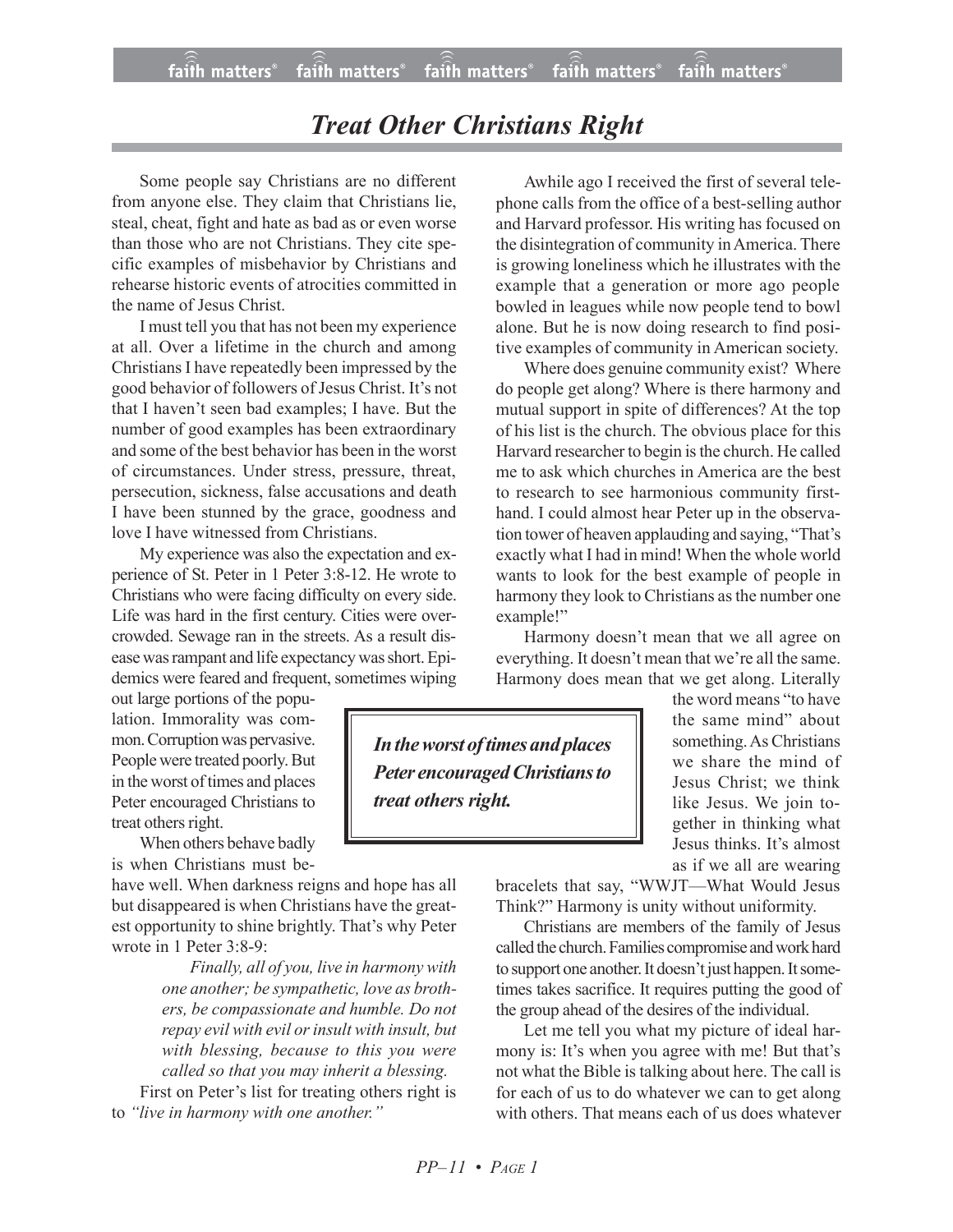# Treat Other Christians Right

Some people say Christians are no different from anyone else. They claim that Christians lie, steal, cheat, fight and hate as bad as or even worse than those who are not Christians. They cite specific examples of misbehavior by Christians and rehearse historic events of atrocities committed in the name of Jesus Christ.

I must tell you that has not been my experience at all. Over a lifetime in the church and among Christians I have repeatedly been impressed by the good behavior of followers of Jesus Christ. It's not that I haven't seen bad examples; I have. But the number of good examples has been extraordinary and some of the best behavior has been in the worst of circumstances. Under stress, pressure, threat, persecution, sickness, false accusations and death I have been stunned by the grace, goodness and love I have witnessed from Christians.

My experience was also the expectation and experience of St. Peter in 1 Peter 3:8-12. He wrote to Christians who were facing difficulty on every side. Life was hard in the first century. Cities were overcrowded. Sewage ran in the streets. As a result disease was rampant and life expectancy was short. Epidemics were feared and frequent, sometimes wiping out large portions of the population. Immorality was common. Corruption was pervasive. People were treated poorly. But in the worst of times and places Peter encouraged Christians to treat others right.

> ***In the worst of times and places Peter encouraged Christians to treat others right.***

When others behave badly is when Christians must behave well. When darkness reigns and hope has all but disappeared is when Christians have the greatest opportunity to shine brightly. That's why Peter wrote in 1 Peter 3:8-9:

> *Finally, all of you, live in harmony with one another; be sympathetic, love as brothers, be compassionate and humble. Do not repay evil with evil or insult with insult, but with blessing, because to this you were called so that you may inherit a blessing.*

First on Peter's list for treating others right is to *"live in harmony with one another."*

Awhile ago I received the first of several telephone calls from the office of a best-selling author and Harvard professor. His writing has focused on the disintegration of community in America. There is growing loneliness which he illustrates with the example that a generation or more ago people bowled in leagues while now people tend to bowl alone. But he is now doing research to find positive examples of community in American society.

Where does genuine community exist? Where do people get along? Where is there harmony and mutual support in spite of differences? At the top of his list is the church. The obvious place for this Harvard researcher to begin is the church. He called me to ask which churches in America are the best to research to see harmonious community firsthand. I could almost hear Peter up in the observation tower of heaven applauding and saying, "That's exactly what I had in mind! When the whole world wants to look for the best example of people in harmony they look to Christians as the number one example!"

Harmony doesn't mean that we all agree on everything. It doesn't mean that we're all the same. Harmony does mean that we get along. Literally the word means "to have the same mind" about something. As Christians we share the mind of Jesus Christ; we think like Jesus. We join together in thinking what Jesus thinks. It's almost as if we all are wearing bracelets that say, "WWJT—What Would Jesus Think?" Harmony is unity without uniformity.

Christians are members of the family of Jesus called the church. Families compromise and work hard to support one another. It doesn't just happen. It sometimes takes sacrifice. It requires putting the good of the group ahead of the desires of the individual.

Let me tell you what my picture of ideal harmony is: It's when you agree with me! But that's not what the Bible is talking about here. The call is for each of us to do whatever we can to get along with others. That means each of us does whatever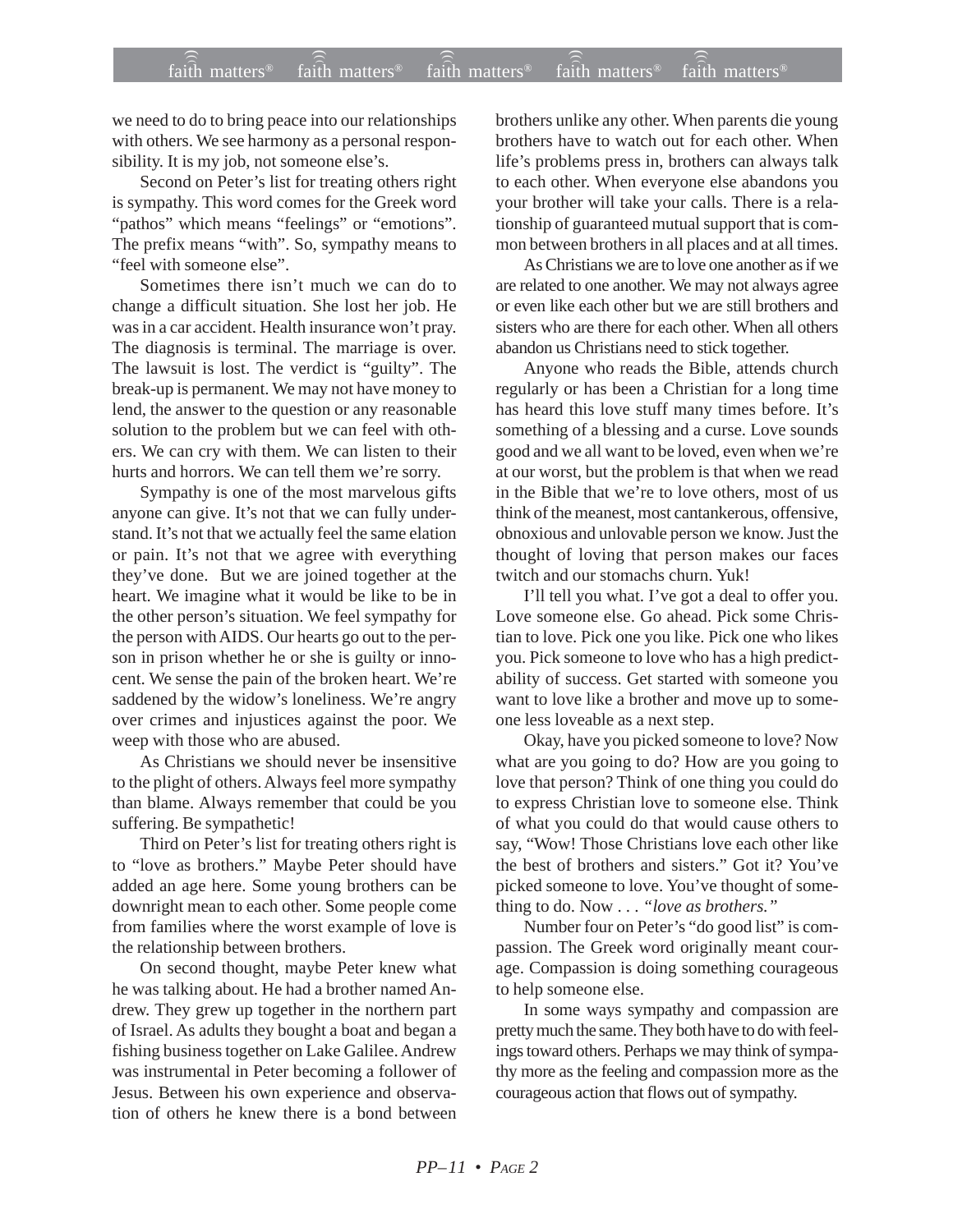we need to do to bring peace into our relationships with others. We see harmony as a personal responsibility. It is my job, not someone else's.

Second on Peter's list for treating others right is sympathy. This word comes for the Greek word "pathos" which means "feelings" or "emotions". The prefix means "with". So, sympathy means to "feel with someone else".

Sometimes there isn't much we can do to change a difficult situation. She lost her job. He was in a car accident. Health insurance won't pray. The diagnosis is terminal. The marriage is over. The lawsuit is lost. The verdict is "guilty". The break-up is permanent. We may not have money to lend, the answer to the question or any reasonable solution to the problem but we can feel with others. We can cry with them. We can listen to their hurts and horrors. We can tell them we're sorry.

Sympathy is one of the most marvelous gifts anyone can give. It's not that we can fully understand. It's not that we actually feel the same elation or pain. It's not that we agree with everything they've done. But we are joined together at the heart. We imagine what it would be like to be in the other person's situation. We feel sympathy for the person with AIDS. Our hearts go out to the person in prison whether he or she is guilty or innocent. We sense the pain of the broken heart. We're saddened by the widow's loneliness. We're angry over crimes and injustices against the poor. We weep with those who are abused.

As Christians we should never be insensitive to the plight of others. Always feel more sympathy than blame. Always remember that could be you suffering. Be sympathetic!

Third on Peter's list for treating others right is to "love as brothers." Maybe Peter should have added an age here. Some young brothers can be downright mean to each other. Some people come from families where the worst example of love is the relationship between brothers.

On second thought, maybe Peter knew what he was talking about. He had a brother named Andrew. They grew up together in the northern part of Israel. As adults they bought a boat and began a fishing business together on Lake Galilee. Andrew was instrumental in Peter becoming a follower of Jesus. Between his own experience and observation of others he knew there is a bond between brothers unlike any other. When parents die young brothers have to watch out for each other. When life's problems press in, brothers can always talk to each other. When everyone else abandons you your brother will take your calls. There is a relationship of guaranteed mutual support that is common between brothers in all places and at all times.

As Christians we are to love one another as if we are related to one another. We may not always agree or even like each other but we are still brothers and sisters who are there for each other. When all others abandon us Christians need to stick together.

Anyone who reads the Bible, attends church regularly or has been a Christian for a long time has heard this love stuff many times before. It's something of a blessing and a curse. Love sounds good and we all want to be loved, even when we're at our worst, but the problem is that when we read in the Bible that we're to love others, most of us think of the meanest, most cantankerous, offensive, obnoxious and unlovable person we know. Just the thought of loving that person makes our faces twitch and our stomachs churn. Yuk!

I'll tell you what. I've got a deal to offer you. Love someone else. Go ahead. Pick some Christian to love. Pick one you like. Pick one who likes you. Pick someone to love who has a high predictability of success. Get started with someone you want to love like a brother and move up to someone less loveable as a next step.

Okay, have you picked someone to love? Now what are you going to do? How are you going to love that person? Think of one thing you could do to express Christian love to someone else. Think of what you could do that would cause others to say, "Wow! Those Christians love each other like the best of brothers and sisters." Got it? You've picked someone to love. You've thought of something to do. Now . . . *"love as brothers."*

Number four on Peter's "do good list" is compassion. The Greek word originally meant courage. Compassion is doing something courageous to help someone else.

In some ways sympathy and compassion are pretty much the same. They both have to do with feelings toward others. Perhaps we may think of sympathy more as the feeling and compassion more as the courageous action that flows out of sympathy.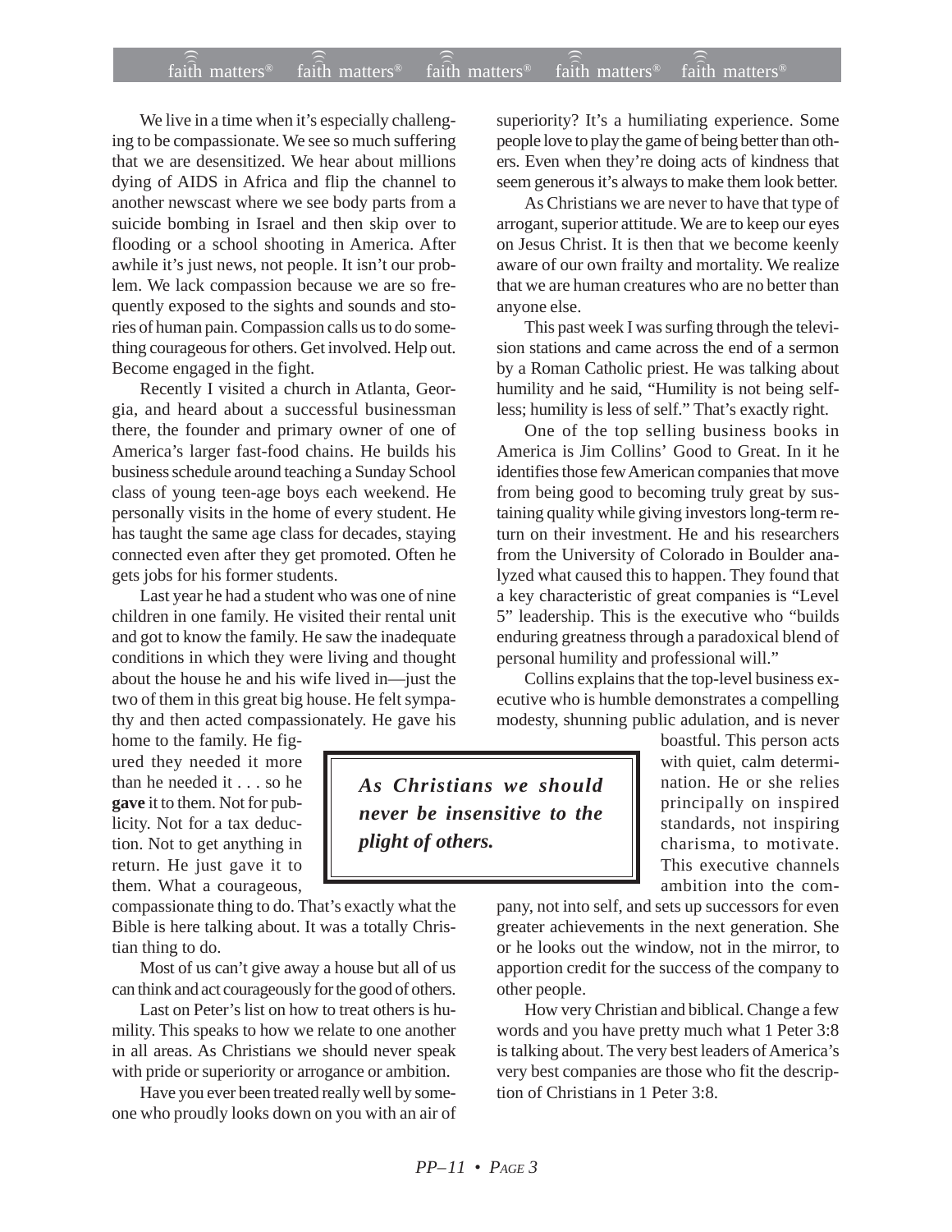We live in a time when it's especially challenging to be compassionate. We see so much suffering that we are desensitized. We hear about millions dying of AIDS in Africa and flip the channel to another newscast where we see body parts from a suicide bombing in Israel and then skip over to flooding or a school shooting in America. After awhile it's just news, not people. It isn't our problem. We lack compassion because we are so frequently exposed to the sights and sounds and stories of human pain. Compassion calls us to do something courageous for others. Get involved. Help out. Become engaged in the fight.

Recently I visited a church in Atlanta, Georgia, and heard about a successful businessman there, the founder and primary owner of one of America's larger fast-food chains. He builds his business schedule around teaching a Sunday School class of young teen-age boys each weekend. He personally visits in the home of every student. He has taught the same age class for decades, staying connected even after they get promoted. Often he gets jobs for his former students.

Last year he had a student who was one of nine children in one family. He visited their rental unit and got to know the family. He saw the inadequate conditions in which they were living and thought about the house he and his wife lived in—just the two of them in this great big house. He felt sympathy and then acted compassionately. He gave his home to the family. He figured they needed it more than he needed it . . . so he **gave** it to them. Not for publicity. Not for a tax deduction. Not to get anything in return. He just gave it to them. What a courageous, compassionate thing to do. That's exactly what the Bible is here talking about. It was a totally Christian thing to do.

> ***As Christians we should never be insensitive to the plight of others.***

Most of us can't give away a house but all of us can think and act courageously for the good of others.

Last on Peter's list on how to treat others is humility. This speaks to how we relate to one another in all areas. As Christians we should never speak with pride or superiority or arrogance or ambition.

Have you ever been treated really well by someone who proudly looks down on you with an air of superiority? It's a humiliating experience. Some people love to play the game of being better than others. Even when they're doing acts of kindness that seem generous it's always to make them look better.

As Christians we are never to have that type of arrogant, superior attitude. We are to keep our eyes on Jesus Christ. It is then that we become keenly aware of our own frailty and mortality. We realize that we are human creatures who are no better than anyone else.

This past week I was surfing through the television stations and came across the end of a sermon by a Roman Catholic priest. He was talking about humility and he said, "Humility is not being selfless; humility is less of self." That's exactly right.

One of the top selling business books in America is Jim Collins' Good to Great. In it he identifies those few American companies that move from being good to becoming truly great by sustaining quality while giving investors long-term return on their investment. He and his researchers from the University of Colorado in Boulder analyzed what caused this to happen. They found that a key characteristic of great companies is "Level 5" leadership. This is the executive who "builds enduring greatness through a paradoxical blend of personal humility and professional will."

Collins explains that the top-level business executive who is humble demonstrates a compelling modesty, shunning public adulation, and is never boastful. This person acts with quiet, calm determination. He or she relies principally on inspired standards, not inspiring charisma, to motivate. This executive channels ambition into the company, not into self, and sets up successors for even greater achievements in the next generation. She or he looks out the window, not in the mirror, to apportion credit for the success of the company to other people.

How very Christian and biblical. Change a few words and you have pretty much what 1 Peter 3:8 is talking about. The very best leaders of America's very best companies are those who fit the description of Christians in 1 Peter 3:8.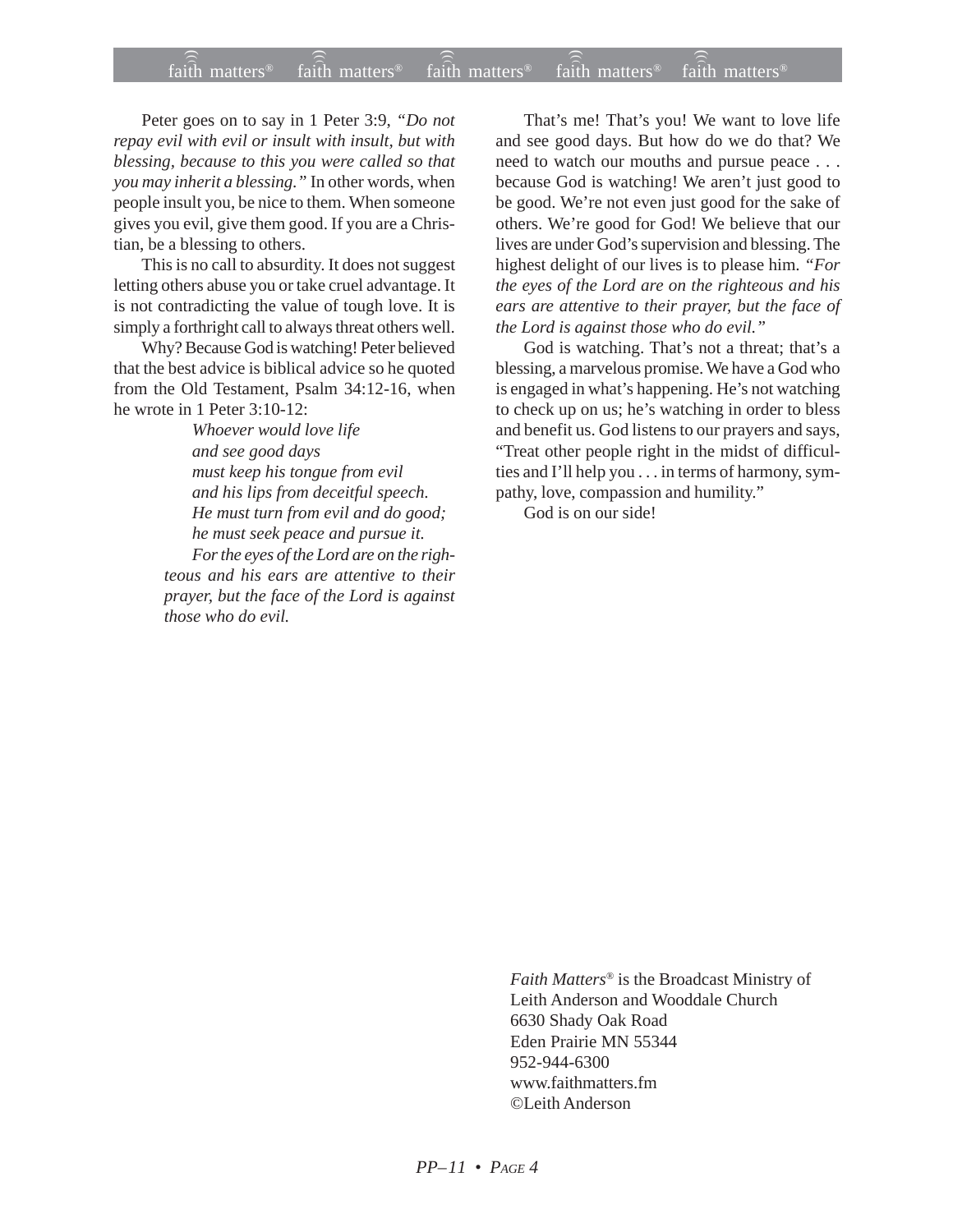Peter goes on to say in 1 Peter 3:9, *"Do not repay evil with evil or insult with insult, but with blessing, because to this you were called so that you may inherit a blessing."* In other words, when people insult you, be nice to them. When someone gives you evil, give them good. If you are a Christian, be a blessing to others.

This is no call to absurdity. It does not suggest letting others abuse you or take cruel advantage. It is not contradicting the value of tough love. It is simply a forthright call to always threat others well.

Why? Because God is watching! Peter believed that the best advice is biblical advice so he quoted from the Old Testament, Psalm 34:12-16, when he wrote in 1 Peter 3:10-12:

> *Whoever would love life*
> *and see good days*
> *must keep his tongue from evil*
> *and his lips from deceitful speech.*
> *He must turn from evil and do good;*
> *he must seek peace and pursue it.*
> *For the eyes of the Lord are on the righteous and his ears are attentive to their prayer, but the face of the Lord is against those who do evil.*

That's me! That's you! We want to love life and see good days. But how do we do that? We need to watch our mouths and pursue peace . . . because God is watching! We aren't just good to be good. We're not even just good for the sake of others. We're good for God! We believe that our lives are under God's supervision and blessing. The highest delight of our lives is to please him. *"For the eyes of the Lord are on the righteous and his ears are attentive to their prayer, but the face of the Lord is against those who do evil."*

God is watching. That's not a threat; that's a blessing, a marvelous promise. We have a God who is engaged in what's happening. He's not watching to check up on us; he's watching in order to bless and benefit us. God listens to our prayers and says, "Treat other people right in the midst of difficulties and I'll help you . . . in terms of harmony, sympathy, love, compassion and humility."

God is on our side!

*Faith Matters*® is the Broadcast Ministry of
Leith Anderson and Wooddale Church
6630 Shady Oak Road
Eden Prairie MN 55344
952-944-6300
www.faithmatters.fm
©Leith Anderson